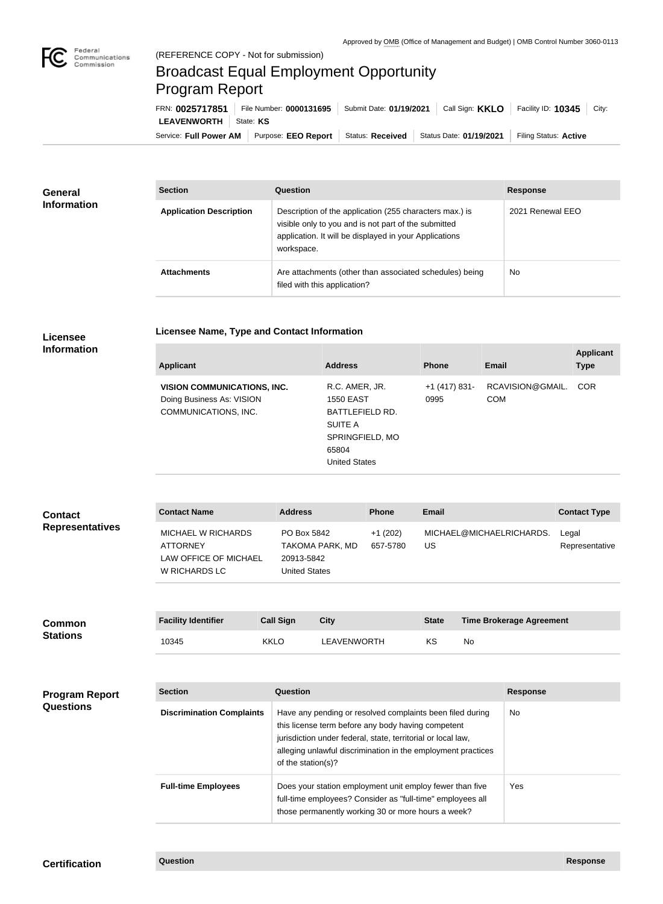Approved by OMB (Office of Management and Budget) | OMB Control Number 3060-0113

(REFERENCE COPY - Not for submission)

# Broadcast Equal Employment Opportunity Program Report

FRN: **0025717851** | File Number: **0000131695** | Submit Date: **01/19/2021** | Call Sign: **KKLO** | Facility ID: **10345** | City: **LEAVENWORTH** | State: **KS**

Service: **Full Power AM** | Purpose: **EEO Report** | Status: **Received** | Status Date: **01/19/2021** | Filing Status: **Active**

## General Information

| Section | Question | Response |
|---|---|---|
| **Application Description** | Description of the application (255 characters max.) is visible only to you and is not part of the submitted application. It will be displayed in your Applications workspace. | 2021 Renewal EEO |
| **Attachments** | Are attachments (other than associated schedules) being filed with this application? | No |

## Licensee Information

**Licensee Name, Type and Contact Information**

| Applicant | Address | Phone | Email | Applicant Type |
|---|---|---|---|---|
| **VISION COMMUNICATIONS, INC.** Doing Business As: VISION COMMUNICATIONS, INC. | R.C. AMER, JR. 1550 EAST BATTLEFIELD RD. SUITE A SPRINGFIELD, MO 65804 United States | +1 (417) 831-0995 | RCAVISION@GMAIL.COM | COR |

## Contact Representatives

| Contact Name | Address | Phone | Email | Contact Type |
|---|---|---|---|---|
| MICHAEL W RICHARDS ATTORNEY LAW OFFICE OF MICHAEL W RICHARDS LC | PO Box 5842 TAKOMA PARK, MD 20913-5842 United States | +1 (202) 657-5780 | MICHAEL@MICHAELRICHARDS.US | Legal Representative |

## Common Stations

| Facility Identifier | Call Sign | City | State | Time Brokerage Agreement |
|---|---|---|---|---|
| 10345 | KKLO | LEAVENWORTH | KS | No |

## Program Report Questions

| Section | Question | Response |
|---|---|---|
| **Discrimination Complaints** | Have any pending or resolved complaints been filed during this license term before any body having competent jurisdiction under federal, state, territorial or local law, alleging unlawful discrimination in the employment practices of the station(s)? | No |
| **Full-time Employees** | Does your station employment unit employ fewer than five full-time employees? Consider as "full-time" employees all those permanently working 30 or more hours a week? | Yes |

## Certification

| Question | Response |
|---|---|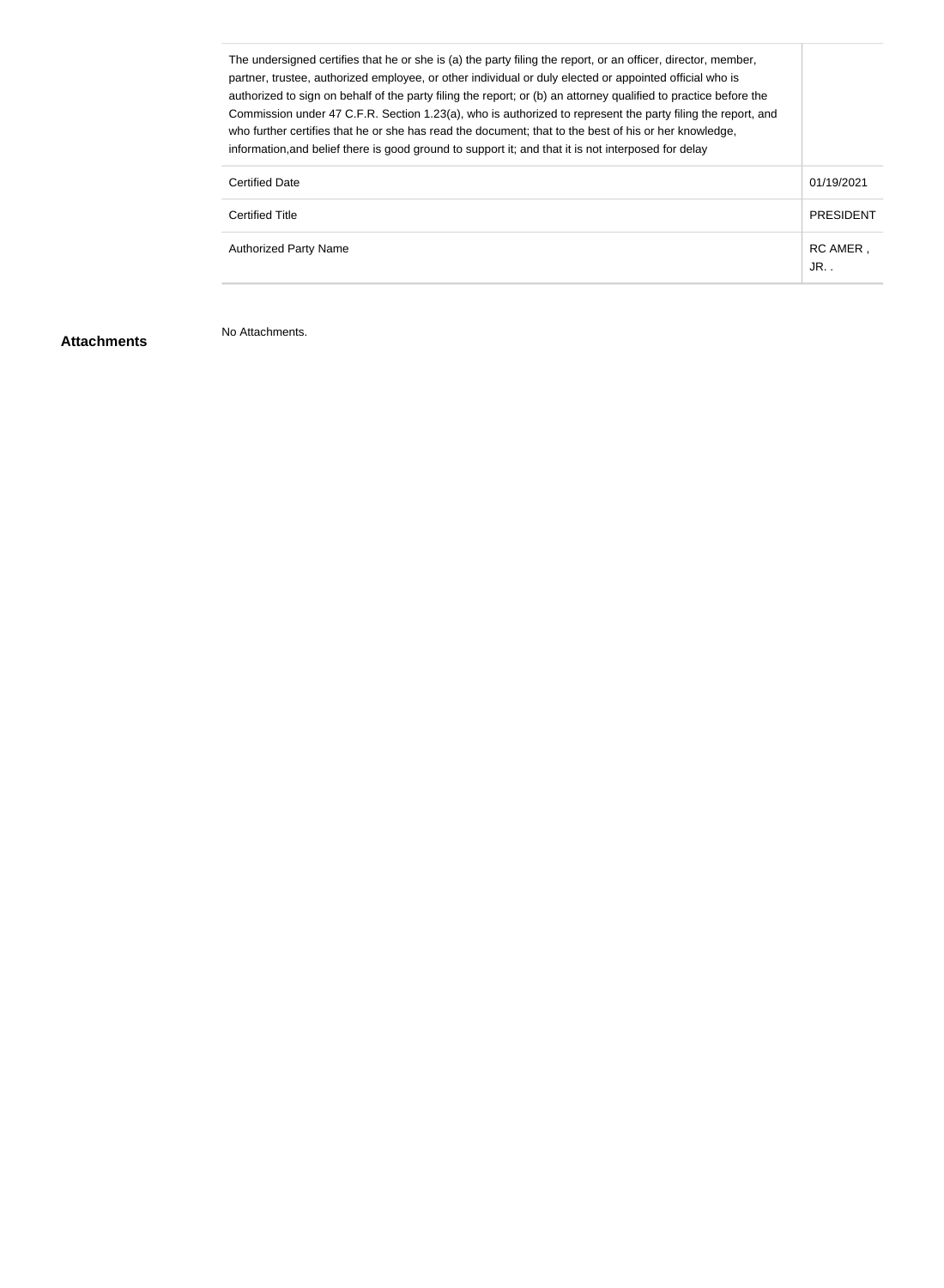| | |
|---|---|
| The undersigned certifies that he or she is (a) the party filing the report, or an officer, director, member, partner, trustee, authorized employee, or other individual or duly elected or appointed official who is authorized to sign on behalf of the party filing the report; or (b) an attorney qualified to practice before the Commission under 47 C.F.R. Section 1.23(a), who is authorized to represent the party filing the report, and who further certifies that he or she has read the document; that to the best of his or her knowledge, information,and belief there is good ground to support it; and that it is not interposed for delay | |
| Certified Date | 01/19/2021 |
| Certified Title | PRESIDENT |
| Authorized Party Name | RC AMER , JR. . |

**Attachments**

No Attachments.